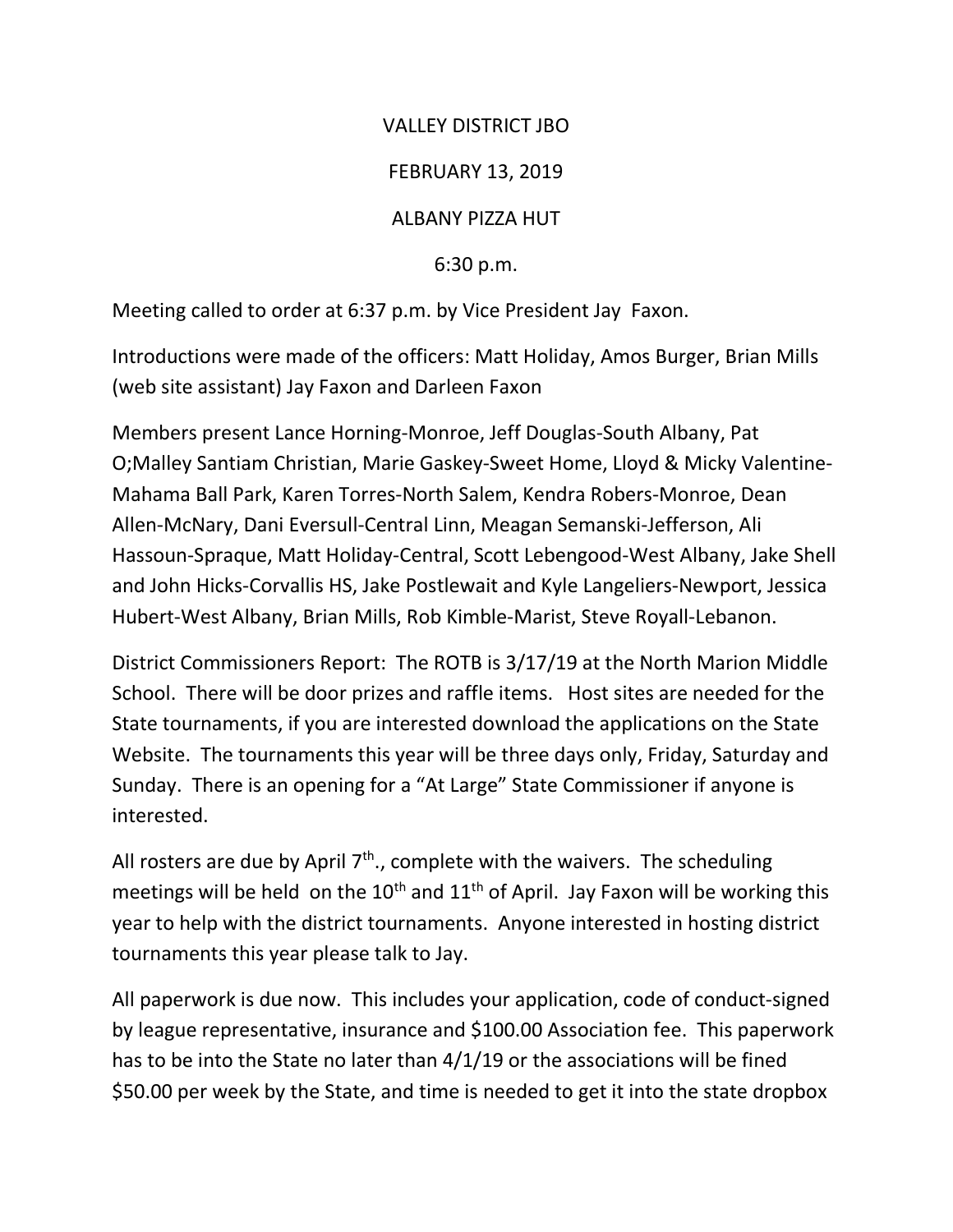VALLEY DISTRICT JBO

FEBRUARY 13, 2019

ALBANY PIZZA HUT

6:30 p.m.

Meeting called to order at 6:37 p.m. by Vice President Jay  Faxon.

Introductions were made of the officers: Matt Holiday, Amos Burger, Brian Mills (web site assistant) Jay Faxon and Darleen Faxon

Members present Lance Horning-Monroe, Jeff Douglas-South Albany, Pat O;Malley Santiam Christian, Marie Gaskey-Sweet Home, Lloyd & Micky Valentine-Mahama Ball Park, Karen Torres-North Salem, Kendra Robers-Monroe, Dean Allen-McNary, Dani Eversull-Central Linn, Meagan Semanski-Jefferson, Ali Hassoun-Spraque, Matt Holiday-Central, Scott Lebengood-West Albany, Jake Shell and John Hicks-Corvallis HS, Jake Postlewait and Kyle Langeliers-Newport, Jessica Hubert-West Albany, Brian Mills, Rob Kimble-Marist, Steve Royall-Lebanon.

District Commissioners Report:  The ROTB is 3/17/19 at the North Marion Middle School.  There will be door prizes and raffle items.   Host sites are needed for the State tournaments, if you are interested download the applications on the State Website.  The tournaments this year will be three days only, Friday, Saturday and Sunday.  There is an opening for a "At Large" State Commissioner if anyone is interested.

All rosters are due by April 7th., complete with the waivers.  The scheduling meetings will be held  on the 10th and 11th of April.  Jay Faxon will be working this year to help with the district tournaments.  Anyone interested in hosting district tournaments this year please talk to Jay.

All paperwork is due now.  This includes your application, code of conduct-signed by league representative, insurance and $100.00 Association fee.  This paperwork has to be into the State no later than 4/1/19 or the associations will be fined $50.00 per week by the State, and time is needed to get it into the state dropbox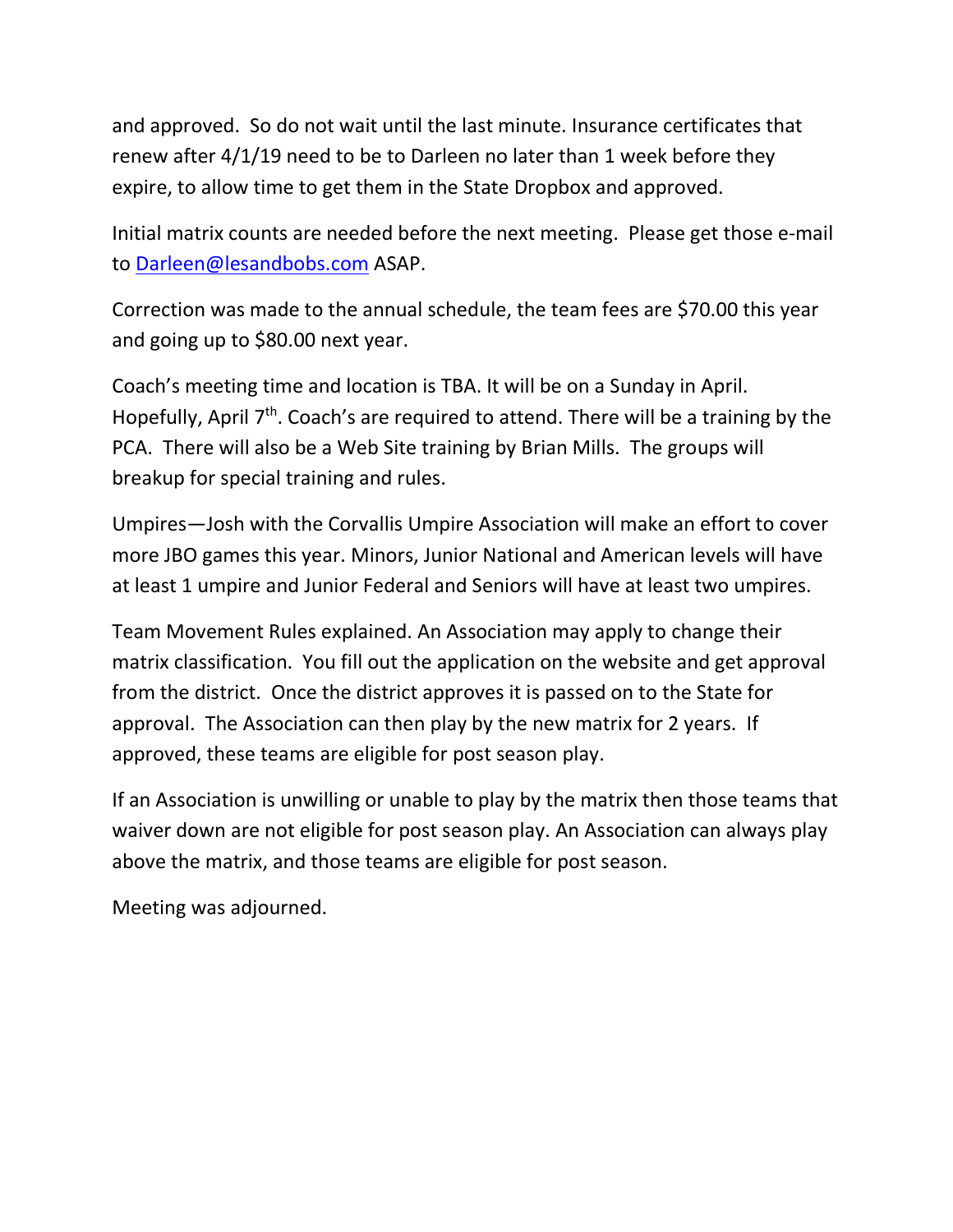and approved. So do not wait until the last minute. Insurance certificates that renew after 4/1/19 need to be to Darleen no later than 1 week before they expire, to allow time to get them in the State Dropbox and approved.

Initial matrix counts are needed before the next meeting. Please get those e-mail to Darleen@lesandbobs.com ASAP.

Correction was made to the annual schedule, the team fees are $70.00 this year and going up to $80.00 next year.

Coach's meeting time and location is TBA. It will be on a Sunday in April. Hopefully, April 7th. Coach's are required to attend. There will be a training by the PCA. There will also be a Web Site training by Brian Mills. The groups will breakup for special training and rules.

Umpires—Josh with the Corvallis Umpire Association will make an effort to cover more JBO games this year. Minors, Junior National and American levels will have at least 1 umpire and Junior Federal and Seniors will have at least two umpires.

Team Movement Rules explained. An Association may apply to change their matrix classification. You fill out the application on the website and get approval from the district. Once the district approves it is passed on to the State for approval. The Association can then play by the new matrix for 2 years. If approved, these teams are eligible for post season play.

If an Association is unwilling or unable to play by the matrix then those teams that waiver down are not eligible for post season play. An Association can always play above the matrix, and those teams are eligible for post season.

Meeting was adjourned.